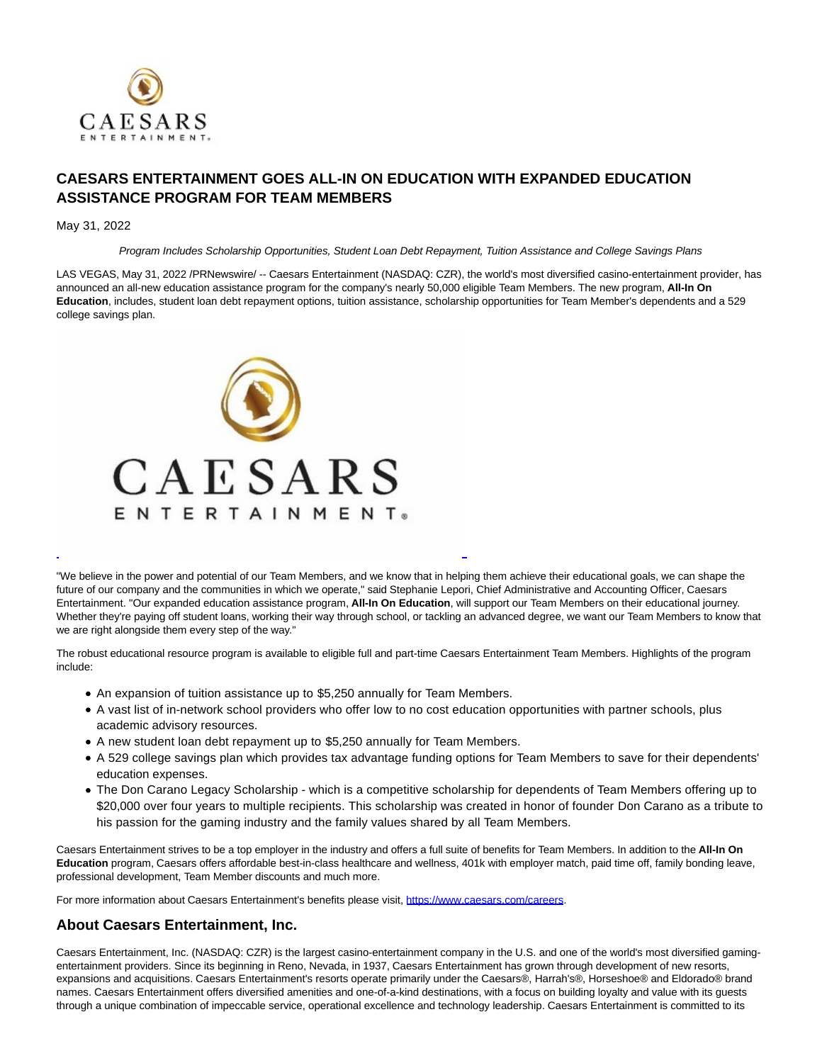# CAESARS ENTERTAINMENT GOES ALL-IN ON EDUCATION WITH EXPANDED EDUCATION ASSISTANCE PROGRAM FOR TEAM MEMBERS

May 31, 2022

*Program Includes Scholarship Opportunities, Student Loan Debt Repayment, Tuition Assistance and College Savings Plans*

LAS VEGAS, May 31, 2022 /PRNewswire/ -- Caesars Entertainment (NASDAQ: CZR), the world's most diversified casino-entertainment provider, has announced an all-new education assistance program for the company's nearly 50,000 eligible Team Members. The new program, **All-In On Education**, includes, student loan debt repayment options, tuition assistance, scholarship opportunities for Team Member's dependents and a 529 college savings plan.

"We believe in the power and potential of our Team Members, and we know that in helping them achieve their educational goals, we can shape the future of our company and the communities in which we operate," said Stephanie Lepori, Chief Administrative and Accounting Officer, Caesars Entertainment. "Our expanded education assistance program, **All-In On Education**, will support our Team Members on their educational journey. Whether they're paying off student loans, working their way through school, or tackling an advanced degree, we want our Team Members to know that we are right alongside them every step of the way."

The robust educational resource program is available to eligible full and part-time Caesars Entertainment Team Members. Highlights of the program include:

- An expansion of tuition assistance up to $5,250 annually for Team Members.
- A vast list of in-network school providers who offer low to no cost education opportunities with partner schools, plus academic advisory resources.
- A new student loan debt repayment up to $5,250 annually for Team Members.
- A 529 college savings plan which provides tax advantage funding options for Team Members to save for their dependents' education expenses.
- The Don Carano Legacy Scholarship - which is a competitive scholarship for dependents of Team Members offering up to $20,000 over four years to multiple recipients. This scholarship was created in honor of founder Don Carano as a tribute to his passion for the gaming industry and the family values shared by all Team Members.

Caesars Entertainment strives to be a top employer in the industry and offers a full suite of benefits for Team Members. In addition to the **All-In On Education** program, Caesars offers affordable best-in-class healthcare and wellness, 401k with employer match, paid time off, family bonding leave, professional development, Team Member discounts and much more.

For more information about Caesars Entertainment's benefits please visit, https://www.caesars.com/careers.

## About Caesars Entertainment, Inc.

Caesars Entertainment, Inc. (NASDAQ: CZR) is the largest casino-entertainment company in the U.S. and one of the world's most diversified gaming-entertainment providers. Since its beginning in Reno, Nevada, in 1937, Caesars Entertainment has grown through development of new resorts, expansions and acquisitions. Caesars Entertainment's resorts operate primarily under the Caesars®, Harrah's®, Horseshoe® and Eldorado® brand names. Caesars Entertainment offers diversified amenities and one-of-a-kind destinations, with a focus on building loyalty and value with its guests through a unique combination of impeccable service, operational excellence and technology leadership. Caesars Entertainment is committed to its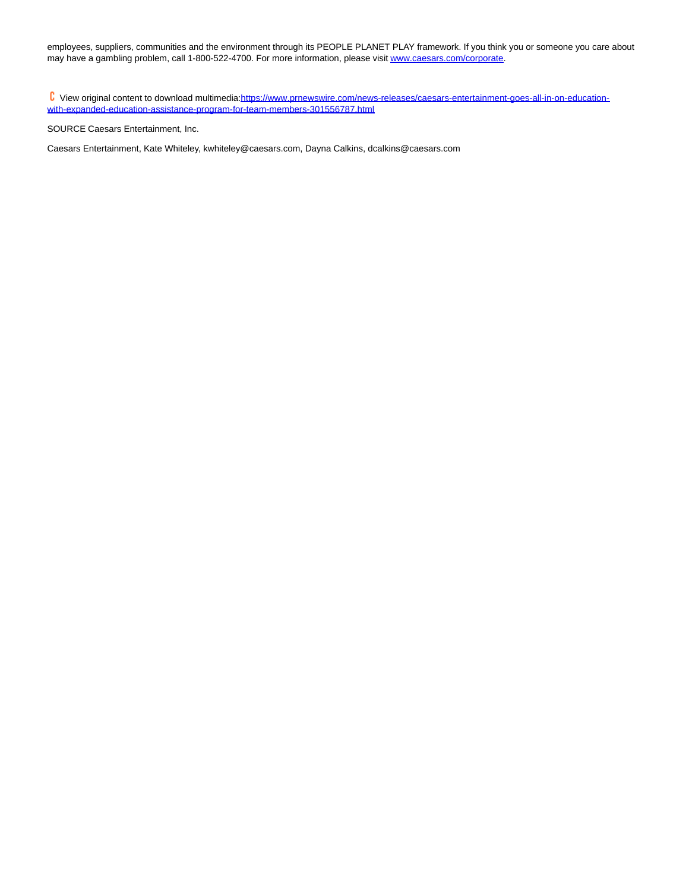employees, suppliers, communities and the environment through its PEOPLE PLANET PLAY framework. If you think you or someone you care about may have a gambling problem, call 1-800-522-4700. For more information, please visit [www.caesars.com/corporate](http://www.caesars.com/corporate).

View original content to download multimedia:[https://www.prnewswire.com/news-releases/caesars-entertainment-goes-all-in-on-education-with-expanded-education-assistance-program-for-team-members-301556787.html](https://www.prnewswire.com/news-releases/caesars-entertainment-goes-all-in-on-education-with-expanded-education-assistance-program-for-team-members-301556787.html)

SOURCE Caesars Entertainment, Inc.

Caesars Entertainment, Kate Whiteley, kwhiteley@caesars.com, Dayna Calkins, dcalkins@caesars.com